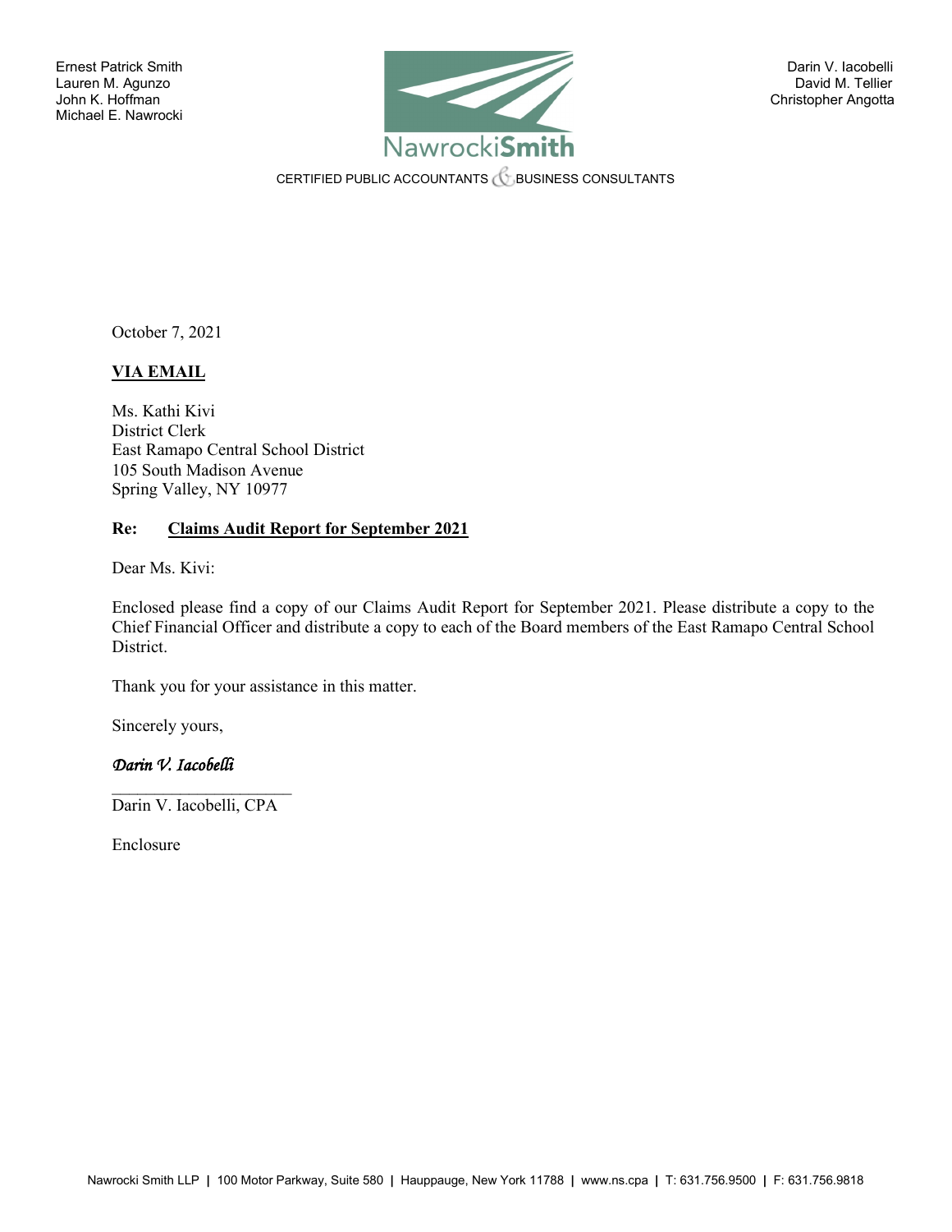Ernest Patrick Smith
Lauren M. Agunzo
John K. Hoffman
Michael E. Nawrocki

Darin V. Iacobelli
David M. Tellier
Christopher Angotta

NawrockiSmith

CERTIFIED PUBLIC ACCOUNTANTS & BUSINESS CONSULTANTS

October 7, 2021

**VIA EMAIL**

Ms. Kathi Kivi
District Clerk
East Ramapo Central School District
105 South Madison Avenue
Spring Valley, NY 10977

**Re: Claims Audit Report for September 2021**

Dear Ms. Kivi:

Enclosed please find a copy of our Claims Audit Report for September 2021. Please distribute a copy to the Chief Financial Officer and distribute a copy to each of the Board members of the East Ramapo Central School District.

Thank you for your assistance in this matter.

Sincerely yours,

*Darin V. Iacobelli*

Darin V. Iacobelli, CPA

Enclosure

Nawrocki Smith LLP | 100 Motor Parkway, Suite 580 | Hauppauge, New York 11788 | www.ns.cpa | T: 631.756.9500 | F: 631.756.9818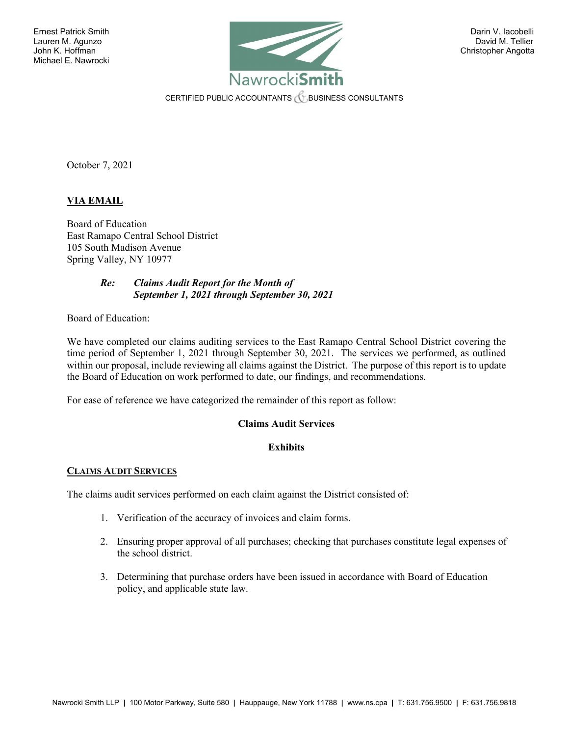Ernest Patrick Smith
Lauren M. Agunzo
John K. Hoffman
Michael E. Nawrocki

Darin V. Iacobelli
David M. Tellier
Christopher Angotta

NawrockiSmith

CERTIFIED PUBLIC ACCOUNTANTS & BUSINESS CONSULTANTS

October 7, 2021

**VIA EMAIL**

Board of Education
East Ramapo Central School District
105 South Madison Avenue
Spring Valley, NY 10977

***Re: Claims Audit Report for the Month of September 1, 2021 through September 30, 2021***

Board of Education:

We have completed our claims auditing services to the East Ramapo Central School District covering the time period of September 1, 2021 through September 30, 2021. The services we performed, as outlined within our proposal, include reviewing all claims against the District. The purpose of this report is to update the Board of Education on work performed to date, our findings, and recommendations.

For ease of reference we have categorized the remainder of this report as follow:

**Claims Audit Services**

**Exhibits**

**CLAIMS AUDIT SERVICES**

The claims audit services performed on each claim against the District consisted of:

1. Verification of the accuracy of invoices and claim forms.
2. Ensuring proper approval of all purchases; checking that purchases constitute legal expenses of the school district.
3. Determining that purchase orders have been issued in accordance with Board of Education policy, and applicable state law.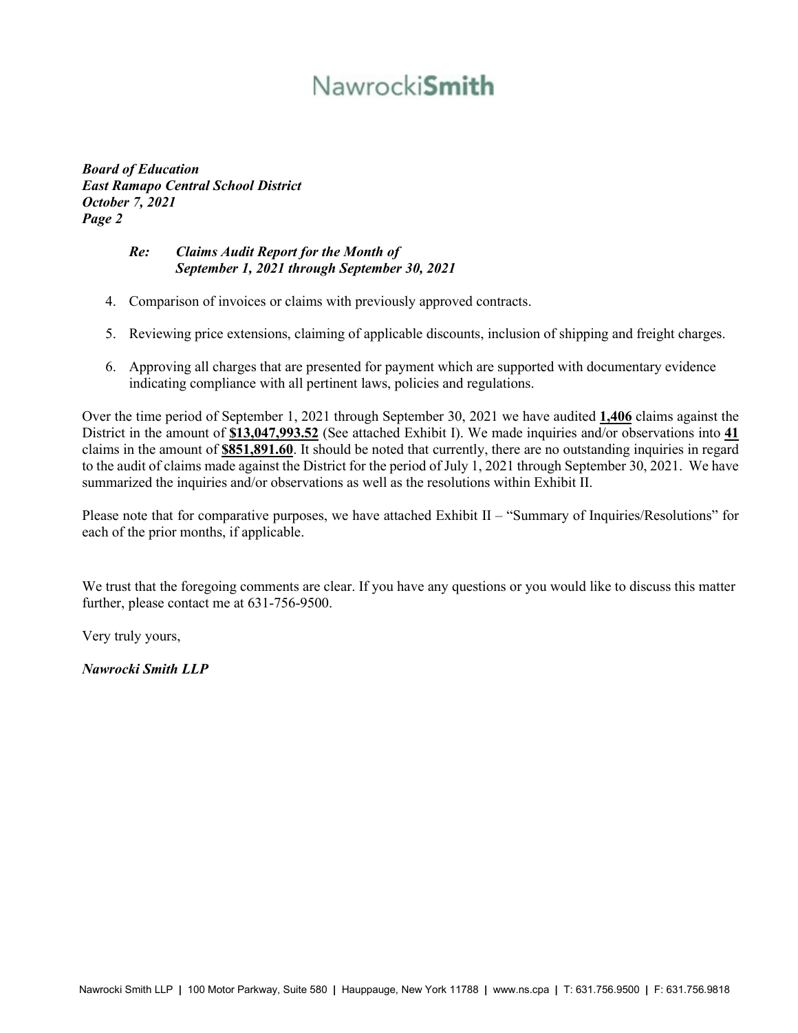# NawrockiSmith

***Board of Education***
***East Ramapo Central School District***
***October 7, 2021***
***Page 2***

> ***Re: Claims Audit Report for the Month of September 1, 2021 through September 30, 2021***

4. Comparison of invoices or claims with previously approved contracts.

5. Reviewing price extensions, claiming of applicable discounts, inclusion of shipping and freight charges.

6. Approving all charges that are presented for payment which are supported with documentary evidence indicating compliance with all pertinent laws, policies and regulations.

Over the time period of September 1, 2021 through September 30, 2021 we have audited **1,406** claims against the District in the amount of **$13,047,993.52** (See attached Exhibit I). We made inquiries and/or observations into **41** claims in the amount of **$851,891.60**. It should be noted that currently, there are no outstanding inquiries in regard to the audit of claims made against the District for the period of July 1, 2021 through September 30, 2021. We have summarized the inquiries and/or observations as well as the resolutions within Exhibit II.

Please note that for comparative purposes, we have attached Exhibit II – "Summary of Inquiries/Resolutions" for each of the prior months, if applicable.

We trust that the foregoing comments are clear. If you have any questions or you would like to discuss this matter further, please contact me at 631-756-9500.

Very truly yours,

***Nawrocki Smith LLP***

Nawrocki Smith LLP | 100 Motor Parkway, Suite 580 | Hauppauge, New York 11788 | www.ns.cpa | T: 631.756.9500 | F: 631.756.9818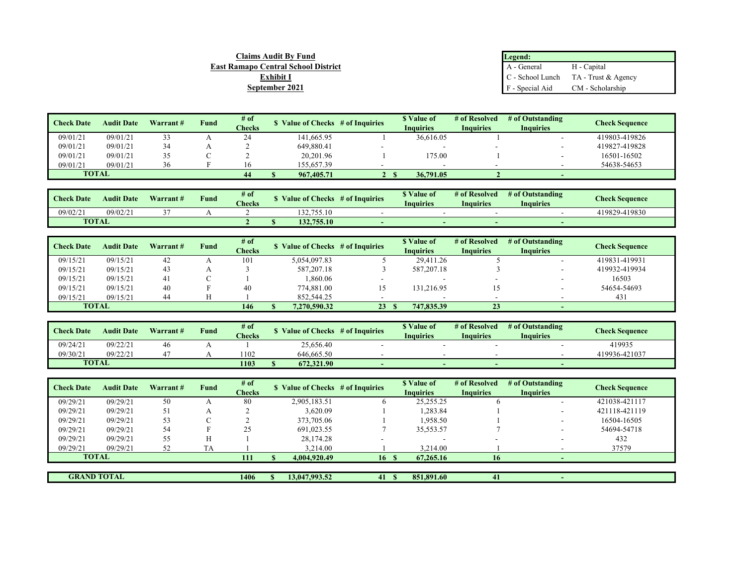**Claims Audit By Fund**
**East Ramapo Central School District**
**Exhibit I**
**September 2021**

| Legend: | |
|---|---|
| A - General | H - Capital |
| C - School Lunch | TA - Trust & Agency |
| F - Special Aid | CM - Scholarship |

| Check Date | Audit Date | Warrant # | Fund | # of Checks | $ Value of Checks | # of Inquiries | $ Value of Inquiries | # of Resolved Inquiries | # of Outstanding Inquiries | Check Sequence |
|---|---|---|---|---|---|---|---|---|---|---|
| 09/01/21 | 09/01/21 | 33 | A | 24 | 141,665.95 | 1 | 36,616.05 | 1 | - | 419803-419826 |
| 09/01/21 | 09/01/21 | 34 | A | 2 | 649,880.41 | - | - | - | - | 419827-419828 |
| 09/01/21 | 09/01/21 | 35 | C | 2 | 20,201.96 | 1 | 175.00 | 1 | - | 16501-16502 |
| 09/01/21 | 09/01/21 | 36 | F | 16 | 155,657.39 | - | - | - | - | 54638-54653 |
| **TOTAL** | | | | **44** | **$ 967,405.71** | **2** | **$ 36,791.05** | **2** | **-** | |

| Check Date | Audit Date | Warrant # | Fund | # of Checks | $ Value of Checks | # of Inquiries | $ Value of Inquiries | # of Resolved Inquiries | # of Outstanding Inquiries | Check Sequence |
|---|---|---|---|---|---|---|---|---|---|---|
| 09/02/21 | 09/02/21 | 37 | A | 2 | 132,755.10 | - | - | - | - | 419829-419830 |
| **TOTAL** | | | | **2** | **$ 132,755.10** | **-** | **-** | **-** | **-** | |

| Check Date | Audit Date | Warrant # | Fund | # of Checks | $ Value of Checks | # of Inquiries | $ Value of Inquiries | # of Resolved Inquiries | # of Outstanding Inquiries | Check Sequence |
|---|---|---|---|---|---|---|---|---|---|---|
| 09/15/21 | 09/15/21 | 42 | A | 101 | 5,054,097.83 | 5 | 29,411.26 | 5 | - | 419831-419931 |
| 09/15/21 | 09/15/21 | 43 | A | 3 | 587,207.18 | 3 | 587,207.18 | 3 | - | 419932-419934 |
| 09/15/21 | 09/15/21 | 41 | C | 1 | 1,860.06 | - | - | - | - | 16503 |
| 09/15/21 | 09/15/21 | 40 | F | 40 | 774,881.00 | 15 | 131,216.95 | 15 | - | 54654-54693 |
| 09/15/21 | 09/15/21 | 44 | H | 1 | 852,544.25 | - | - | - | - | 431 |
| **TOTAL** | | | | **146** | **$ 7,270,590.32** | **23** | **$ 747,835.39** | **23** | **-** | |

| Check Date | Audit Date | Warrant # | Fund | # of Checks | $ Value of Checks | # of Inquiries | $ Value of Inquiries | # of Resolved Inquiries | # of Outstanding Inquiries | Check Sequence |
|---|---|---|---|---|---|---|---|---|---|---|
| 09/24/21 | 09/22/21 | 46 | A | 1 | 25,656.40 | - | - | - | - | 419935 |
| 09/30/21 | 09/22/21 | 47 | A | 1102 | 646,665.50 | - | - | - | - | 419936-421037 |
| **TOTAL** | | | | **1103** | **$ 672,321.90** | **-** | **-** | **-** | **-** | |

| Check Date | Audit Date | Warrant # | Fund | # of Checks | $ Value of Checks | # of Inquiries | $ Value of Inquiries | # of Resolved Inquiries | # of Outstanding Inquiries | Check Sequence |
|---|---|---|---|---|---|---|---|---|---|---|
| 09/29/21 | 09/29/21 | 50 | A | 80 | 2,905,183.51 | 6 | 25,255.25 | 6 | - | 421038-421117 |
| 09/29/21 | 09/29/21 | 51 | A | 2 | 3,620.09 | 1 | 1,283.84 | 1 | - | 421118-421119 |
| 09/29/21 | 09/29/21 | 53 | C | 2 | 373,705.06 | 1 | 1,958.50 | 1 | - | 16504-16505 |
| 09/29/21 | 09/29/21 | 54 | F | 25 | 691,023.55 | 7 | 35,553.57 | 7 | - | 54694-54718 |
| 09/29/21 | 09/29/21 | 55 | H | 1 | 28,174.28 | - | - | - | - | 432 |
| 09/29/21 | 09/29/21 | 52 | TA | 1 | 3,214.00 | 1 | 3,214.00 | 1 | - | 37579 |
| **TOTAL** | | | | **111** | **$ 4,004,920.49** | **16** | **$ 67,265.16** | **16** | **-** | |

| | | | | # of Checks | $ Value of Checks | # of Inquiries | $ Value of Inquiries | # of Resolved Inquiries | # of Outstanding Inquiries | |
|---|---|---|---|---|---|---|---|---|---|---|
| **GRAND TOTAL** | | | | **1406** | **$ 13,047,993.52** | **41** | **$ 851,891.60** | **41** | **-** | |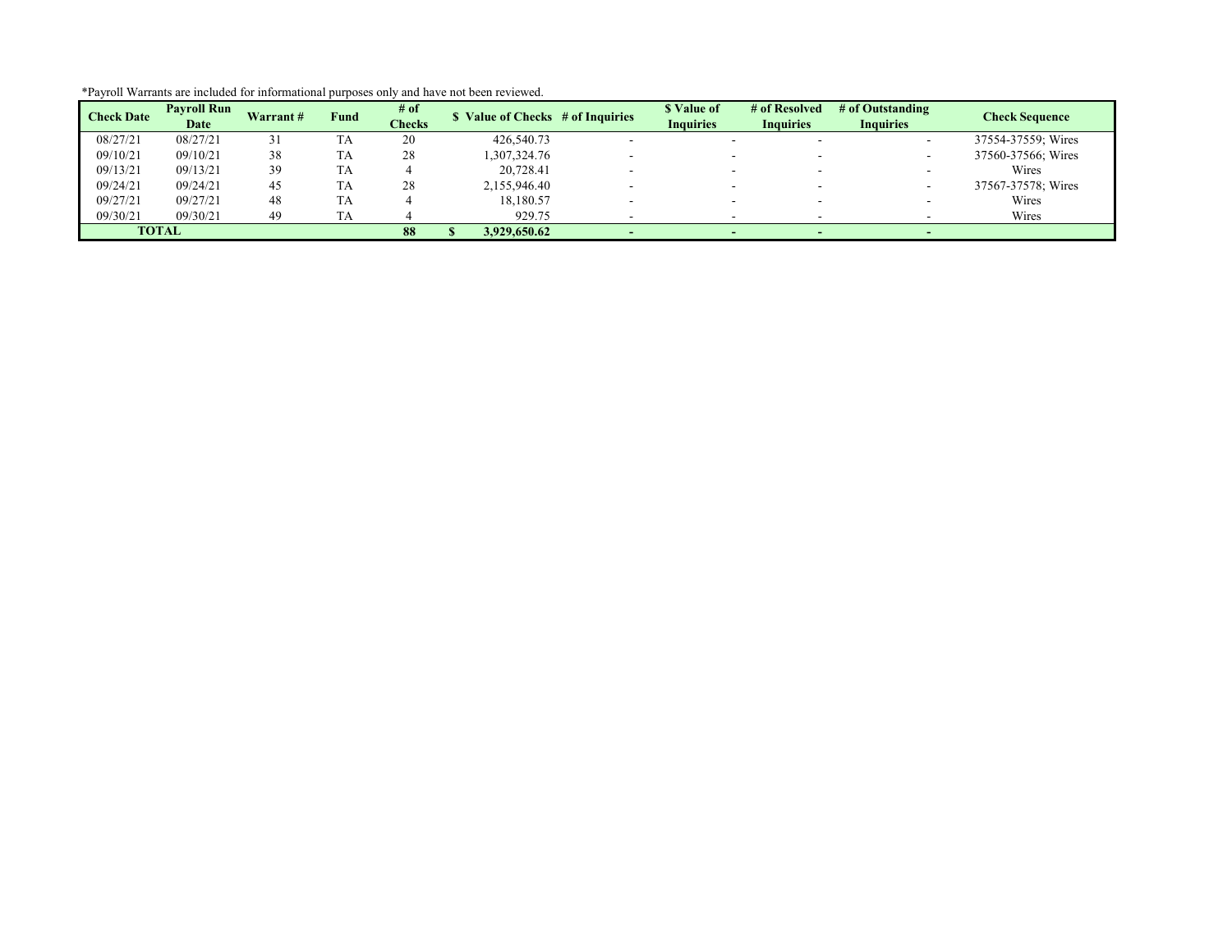*Payroll Warrants are included for informational purposes only and have not been reviewed.

| Check Date | Payroll Run Date | Warrant # | Fund | # of Checks | $ Value of Checks | # of Inquiries | $ Value of Inquiries | # of Resolved Inquiries | # of Outstanding Inquiries | Check Sequence |
|---|---|---|---|---|---|---|---|---|---|---|
| 08/27/21 | 08/27/21 | 31 | TA | 20 | 426,540.73 | - | - | - | - | 37554-37559; Wires |
| 09/10/21 | 09/10/21 | 38 | TA | 28 | 1,307,324.76 | - | - | - | - | 37560-37566; Wires |
| 09/13/21 | 09/13/21 | 39 | TA | 4 | 20,728.41 | - | - | - | - | Wires |
| 09/24/21 | 09/24/21 | 45 | TA | 28 | 2,155,946.40 | - | - | - | - | 37567-37578; Wires |
| 09/27/21 | 09/27/21 | 48 | TA | 4 | 18,180.57 | - | - | - | - | Wires |
| 09/30/21 | 09/30/21 | 49 | TA | 4 | 929.75 | - | - | - | - | Wires |
| **TOTAL** | | | | **88** | **$ 3,929,650.62** | **-** | **-** | **-** | **-** | |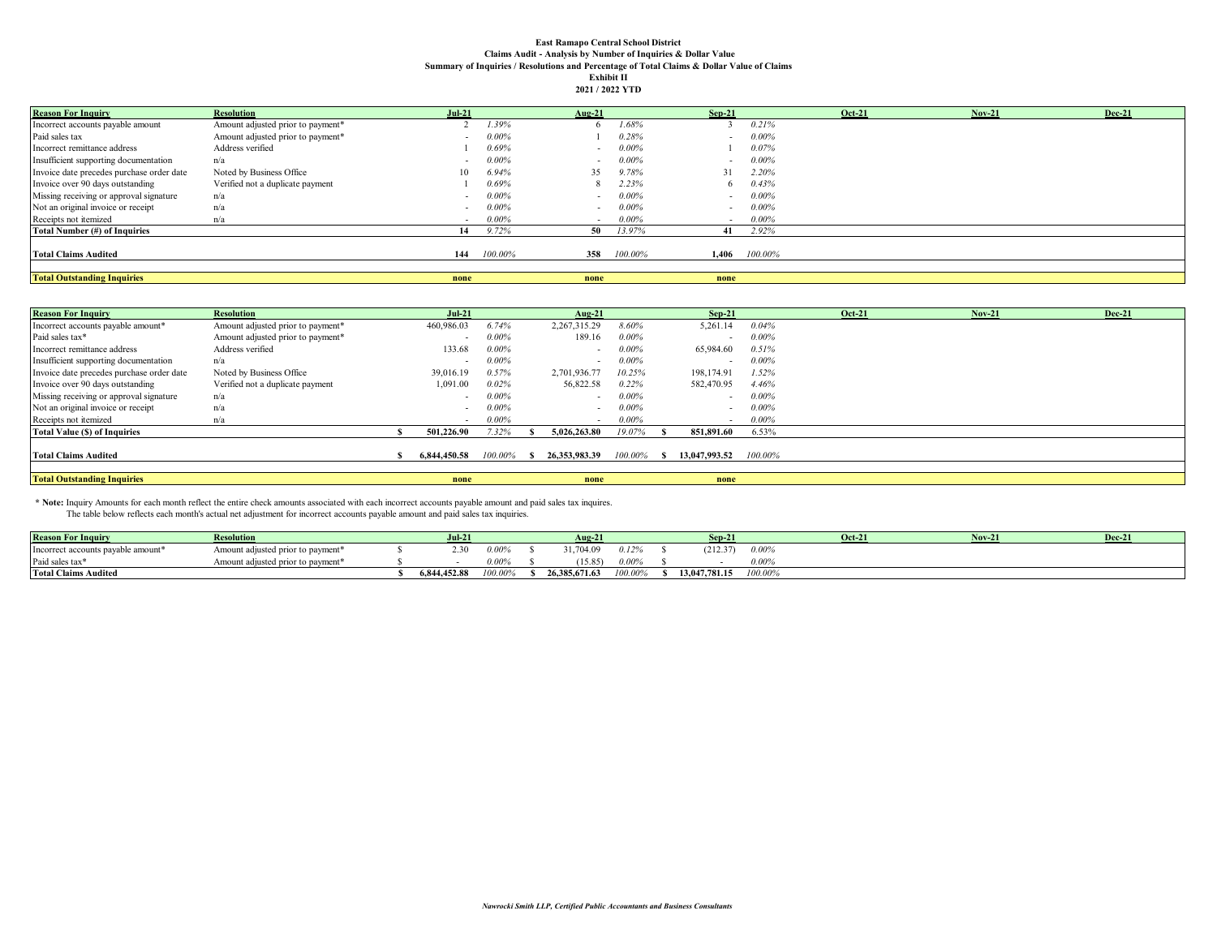**East Ramapo Central School District**
**Claims Audit - Analysis by Number of Inquiries & Dollar Value**
**Summary of Inquiries / Resolutions and Percentage of Total Claims & Dollar Value of Claims**
**Exhibit II**
**2021 / 2022 YTD**

| Reason For Inquiry | Resolution | Jul-21 | | Aug-21 | | Sep-21 | | Oct-21 | Nov-21 | Dec-21 |
|---|---|---|---|---|---|---|---|---|---|---|
| Incorrect accounts payable amount | Amount adjusted prior to payment* | 2 | *1.39%* | 6 | *1.68%* | 3 | *0.21%* | | | |
| Paid sales tax | Amount adjusted prior to payment* | - | *0.00%* | 1 | *0.28%* | - | *0.00%* | | | |
| Incorrect remittance address | Address verified | 1 | *0.69%* | - | *0.00%* | 1 | *0.07%* | | | |
| Insufficient supporting documentation | n/a | - | *0.00%* | - | *0.00%* | - | *0.00%* | | | |
| Invoice date precedes purchase order date | Noted by Business Office | 10 | *6.94%* | 35 | *9.78%* | 31 | *2.20%* | | | |
| Invoice over 90 days outstanding | Verified not a duplicate payment | 1 | *0.69%* | 8 | *2.23%* | 6 | *0.43%* | | | |
| Missing receiving or approval signature | n/a | - | *0.00%* | - | *0.00%* | - | *0.00%* | | | |
| Not an original invoice or receipt | n/a | - | *0.00%* | - | *0.00%* | - | *0.00%* | | | |
| Receipts not itemized | n/a | - | *0.00%* | - | *0.00%* | - | *0.00%* | | | |
| **Total Number (#) of Inquiries** | | **14** | *9.72%* | **50** | *13.97%* | **41** | *2.92%* | | | |
| **Total Claims Audited** | | **144** | *100.00%* | **358** | *100.00%* | **1,406** | *100.00%* | | | |
| **Total Outstanding Inquiries** | | **none** | | **none** | | **none** | | | | |

| Reason For Inquiry | Resolution | Jul-21 | | Aug-21 | | Sep-21 | | Oct-21 | Nov-21 | Dec-21 |
|---|---|---|---|---|---|---|---|---|---|---|
| Incorrect accounts payable amount* | Amount adjusted prior to payment* | 460,986.03 | *6.74%* | 2,267,315.29 | *8.60%* | 5,261.14 | *0.04%* | | | |
| Paid sales tax* | Amount adjusted prior to payment* | - | *0.00%* | 189.16 | *0.00%* | - | *0.00%* | | | |
| Incorrect remittance address | Address verified | 133.68 | *0.00%* | - | *0.00%* | 65,984.60 | *0.51%* | | | |
| Insufficient supporting documentation | n/a | - | *0.00%* | - | *0.00%* | - | *0.00%* | | | |
| Invoice date precedes purchase order date | Noted by Business Office | 39,016.19 | *0.57%* | 2,701,936.77 | *10.25%* | 198,174.91 | *1.52%* | | | |
| Invoice over 90 days outstanding | Verified not a duplicate payment | 1,091.00 | *0.02%* | 56,822.58 | *0.22%* | 582,470.95 | *4.46%* | | | |
| Missing receiving or approval signature | n/a | - | *0.00%* | - | *0.00%* | - | *0.00%* | | | |
| Not an original invoice or receipt | n/a | - | *0.00%* | - | *0.00%* | - | *0.00%* | | | |
| Receipts not itemized | n/a | - | *0.00%* | - | *0.00%* | - | *0.00%* | | | |
| **Total Value ($) of Inquiries** | | **$ 501,226.90** | *7.32%* | **$ 5,026,263.80** | *19.07%* | **$ 851,891.60** | 6.53% | | | |
| **Total Claims Audited** | | **$ 6,844,450.58** | *100.00%* | **$ 26,353,983.39** | *100.00%* | **$ 13,047,993.52** | *100.00%* | | | |
| **Total Outstanding Inquiries** | | **none** | | **none** | | **none** | | | | |

\* **Note:** Inquiry Amounts for each month reflect the entire check amounts associated with each incorrect accounts payable amount and paid sales tax inquires.
The table below reflects each month's actual net adjustment for incorrect accounts payable amount and paid sales tax inquiries.

| Reason For Inquiry | Resolution | Jul-21 | | Aug-21 | | Sep-21 | | Oct-21 | Nov-21 | Dec-21 |
|---|---|---|---|---|---|---|---|---|---|---|
| Incorrect accounts payable amount* | Amount adjusted prior to payment* | $ 2.30 | *0.00%* | $ 31,704.09 | *0.12%* | $ (212.37) | *0.00%* | | | |
| Paid sales tax* | Amount adjusted prior to payment* | $ - | *0.00%* | $ (15.85) | *0.00%* | $ - | *0.00%* | | | |
| **Total Claims Audited** | | **$ 6,844,452.88** | *100.00%* | **$ 26,385,671.63** | *100.00%* | **$ 13,047,781.15** | *100.00%* | | | |

*Nawrocki Smith LLP, Certified Public Accountants and Business Consultants*